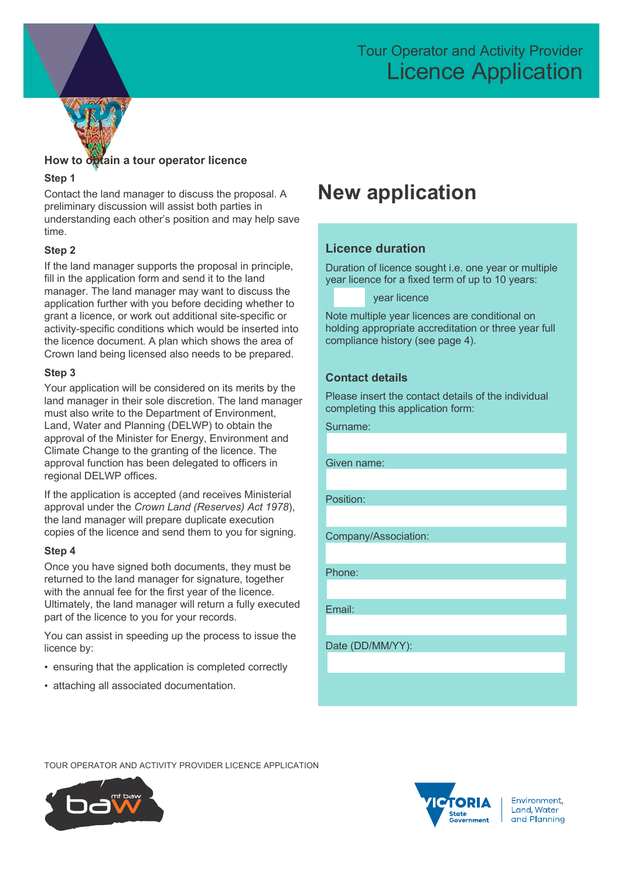# Tour Operator and Activity Provider Licence Application

## How to obtain a tour operator licence

### Step 1

Contact the land manager to discuss the proposal. A preliminary discussion will assist both parties in understanding each other's position and may help save time.

### Step 2

If the land manager supports the proposal in principle, fill in the application form and send it to the land manager. The land manager may want to discuss the application further with you before deciding whether to grant a licence, or work out additional site-specific or activity-specific conditions which would be inserted into the licence document. A plan which shows the area of Crown land being licensed also needs to be prepared.

### Step 3

Your application will be considered on its merits by the land manager in their sole discretion. The land manager must also write to the Department of Environment, Land, Water and Planning (DELWP) to obtain the approval of the Minister for Energy, Environment and Climate Change to the granting of the licence. The approval function has been delegated to officers in regional DELWP offices.

If the application is accepted (and receives Ministerial approval under the *Crown Land (Reserves) Act 1978*), the land manager will prepare duplicate execution copies of the licence and send them to you for signing.

### Step 4

Once you have signed both documents, they must be returned to the land manager for signature, together with the annual fee for the first year of the licence. Ultimately, the land manager will return a fully executed part of the licence to you for your records.

You can assist in speeding up the process to issue the licence by:

- ensuring that the application is completed correctly
- attaching all associated documentation.

# New application

## Licence duration

Duration of licence sought i.e. one year or multiple year licence for a fixed term of up to 10 years:

____ year licence

Note multiple year licences are conditional on holding appropriate accreditation or three year full compliance history (see page 4).

## Contact details

Please insert the contact details of the individual completing this application form:

Surname:

Given name:

Position:

Company/Association:

Phone:

Email:

Date (DD/MM/YY):

TOUR OPERATOR AND ACTIVITY PROVIDER LICENCE APPLICATION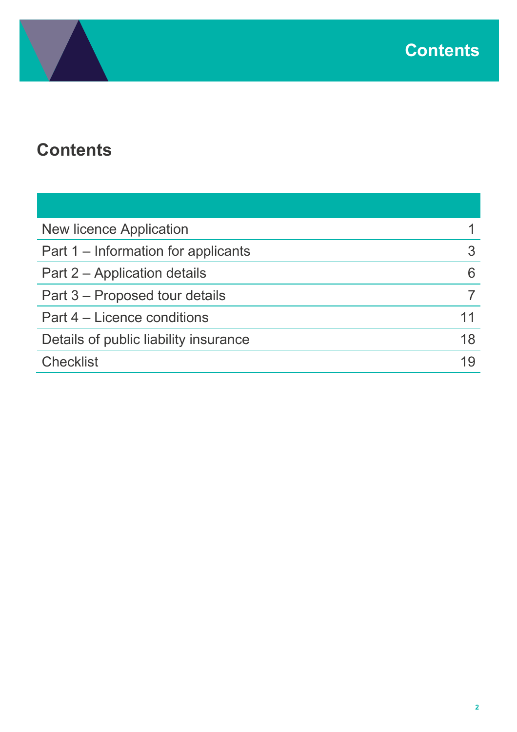# Contents

| | |
|---|---|
| New licence Application | 1 |
| Part 1 – Information for applicants | 3 |
| Part 2 – Application details | 6 |
| Part 3 – Proposed tour details | 7 |
| Part 4 – Licence conditions | 11 |
| Details of public liability insurance | 18 |
| Checklist | 19 |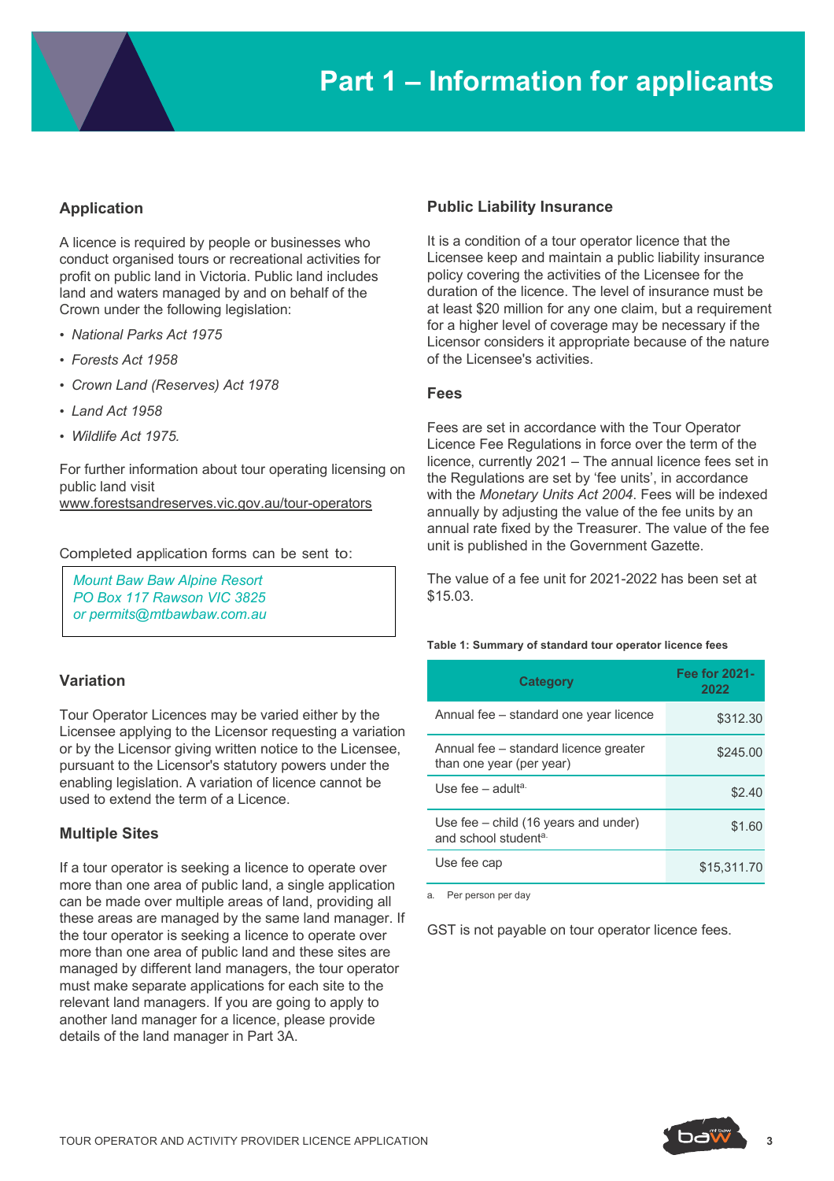# Part 1 – Information for applicants

## Application

A licence is required by people or businesses who conduct organised tours or recreational activities for profit on public land in Victoria. Public land includes land and waters managed by and on behalf of the Crown under the following legislation:

- *National Parks Act 1975*
- *Forests Act 1958*
- *Crown Land (Reserves) Act 1978*
- *Land Act 1958*
- *Wildlife Act 1975.*

For further information about tour operating licensing on public land visit www.forestsandreserves.vic.gov.au/tour-operators

Completed application forms can be sent to:

*Mount Baw Baw Alpine Resort*
*PO Box 117 Rawson VIC 3825*
*or permits@mtbawbaw.com.au*

## Variation

Tour Operator Licences may be varied either by the Licensee applying to the Licensor requesting a variation or by the Licensor giving written notice to the Licensee, pursuant to the Licensor's statutory powers under the enabling legislation. A variation of licence cannot be used to extend the term of a Licence.

## Multiple Sites

If a tour operator is seeking a licence to operate over more than one area of public land, a single application can be made over multiple areas of land, providing all these areas are managed by the same land manager. If the tour operator is seeking a licence to operate over more than one area of public land and these sites are managed by different land managers, the tour operator must make separate applications for each site to the relevant land managers. If you are going to apply to another land manager for a licence, please provide details of the land manager in Part 3A.

## Public Liability Insurance

It is a condition of a tour operator licence that the Licensee keep and maintain a public liability insurance policy covering the activities of the Licensee for the duration of the licence. The level of insurance must be at least $20 million for any one claim, but a requirement for a higher level of coverage may be necessary if the Licensor considers it appropriate because of the nature of the Licensee's activities.

## Fees

Fees are set in accordance with the Tour Operator Licence Fee Regulations in force over the term of the licence, currently 2021 – The annual licence fees set in the Regulations are set by 'fee units', in accordance with the *Monetary Units Act 2004*. Fees will be indexed annually by adjusting the value of the fee units by an annual rate fixed by the Treasurer. The value of the fee unit is published in the Government Gazette.

The value of a fee unit for 2021-2022 has been set at $15.03.

**Table 1: Summary of standard tour operator licence fees**

| Category | Fee for 2021-2022 |
|---|---|
| Annual fee – standard one year licence | $312.30 |
| Annual fee – standard licence greater than one year (per year) | $245.00 |
| Use fee – adult[a] | $2.40 |
| Use fee – child (16 years and under) and school student[a] | $1.60 |
| Use fee cap | $15,311.70 |

a. Per person per day

GST is not payable on tour operator licence fees.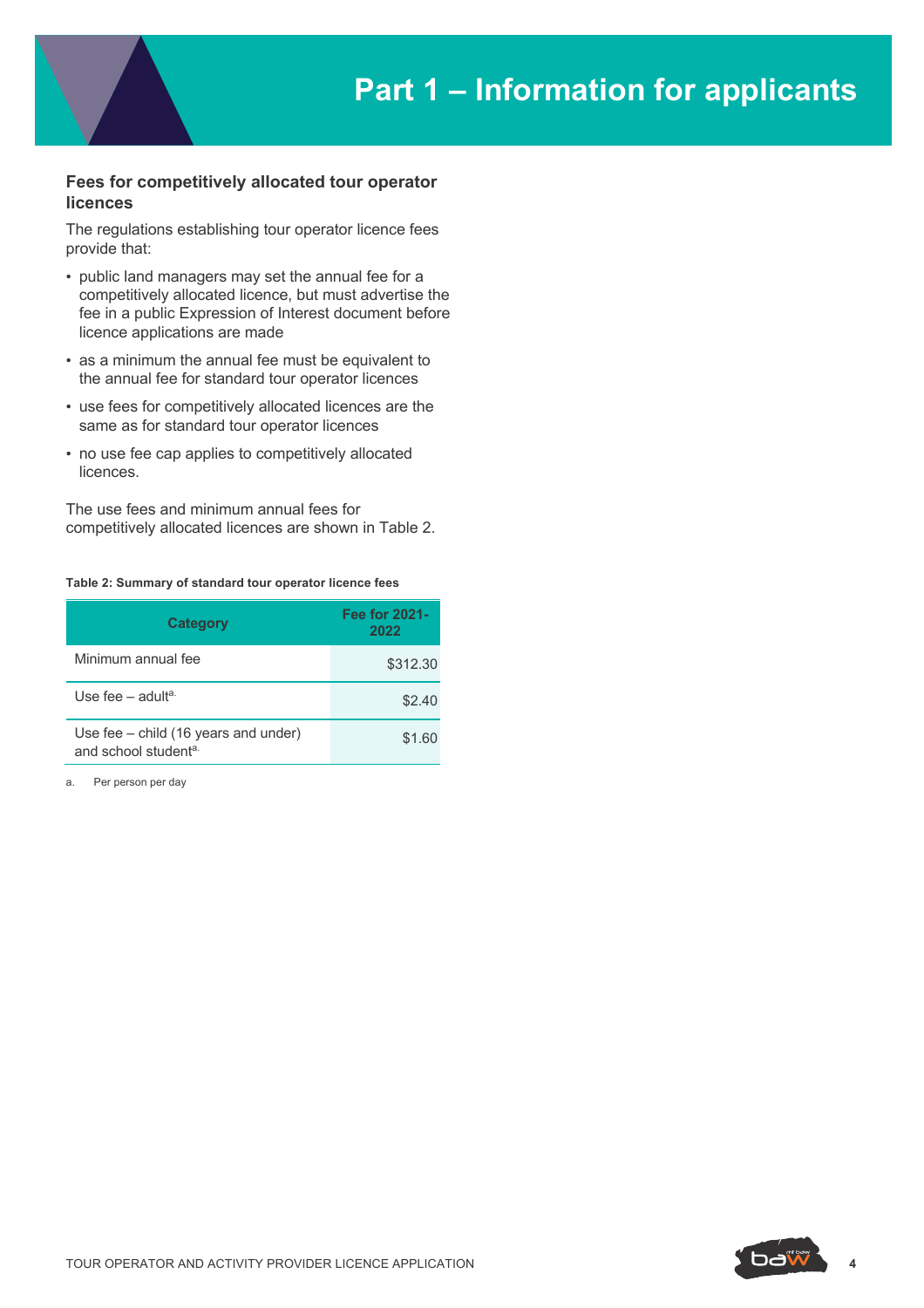# Part 1 – Information for applicants

## Fees for competitively allocated tour operator licences

The regulations establishing tour operator licence fees provide that:

- public land managers may set the annual fee for a competitively allocated licence, but must advertise the fee in a public Expression of Interest document before licence applications are made
- as a minimum the annual fee must be equivalent to the annual fee for standard tour operator licences
- use fees for competitively allocated licences are the same as for standard tour operator licences
- no use fee cap applies to competitively allocated licences.

The use fees and minimum annual fees for competitively allocated licences are shown in Table 2.

**Table 2: Summary of standard tour operator licence fees**

| Category | Fee for 2021-2022 |
|---|---|
| Minimum annual fee | $312.30 |
| Use fee – adult[a.] | $2.40 |
| Use fee – child (16 years and under) and school student[a.] | $1.60 |

a. Per person per day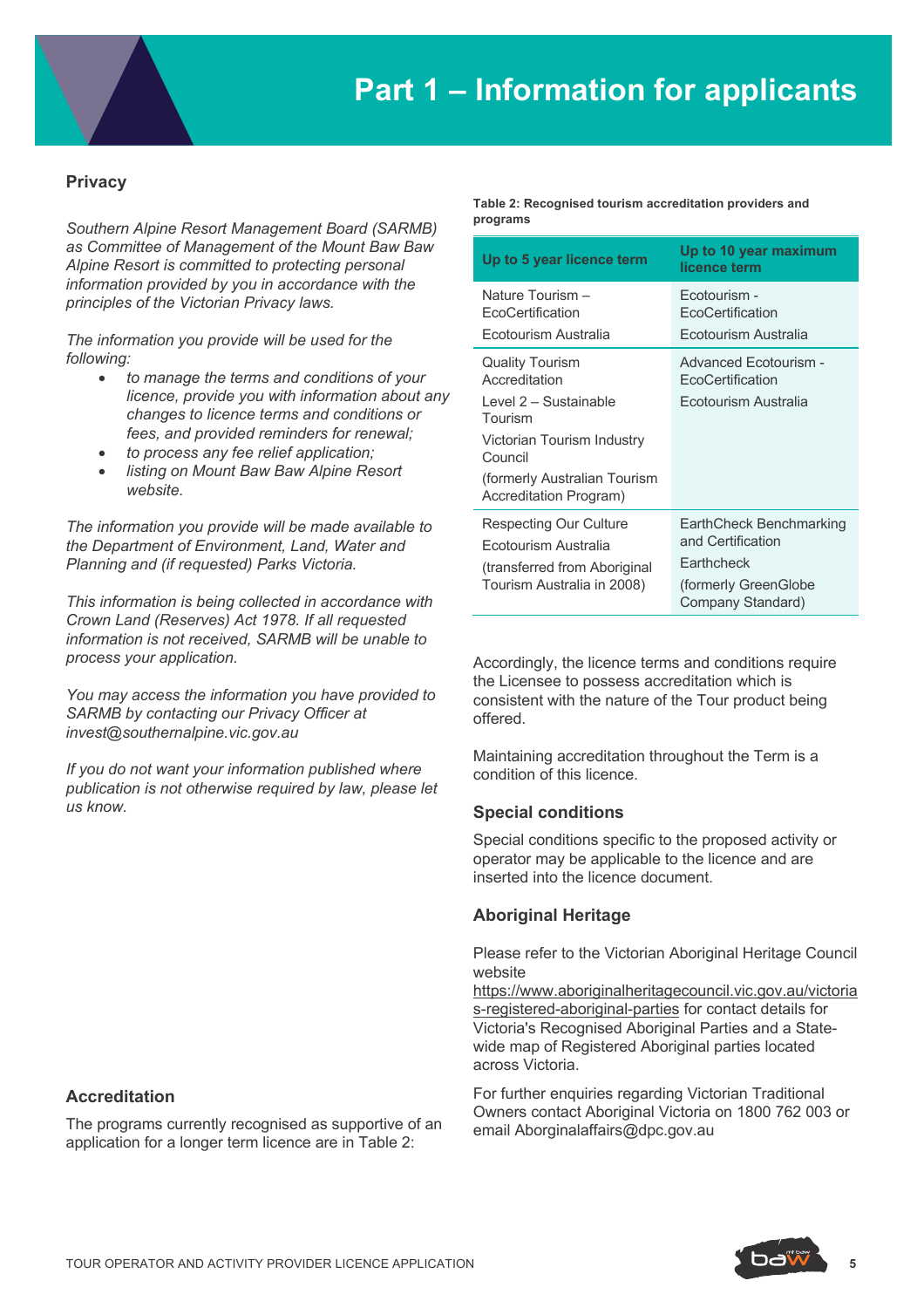# Part 1 – Information for applicants

## Privacy

*Southern Alpine Resort Management Board (SARMB) as Committee of Management of the Mount Baw Baw Alpine Resort is committed to protecting personal information provided by you in accordance with the principles of the Victorian Privacy laws.*

*The information you provide will be used for the following:*

- *to manage the terms and conditions of your licence, provide you with information about any changes to licence terms and conditions or fees, and provided reminders for renewal;*
- *to process any fee relief application;*
- *listing on Mount Baw Baw Alpine Resort website.*

*The information you provide will be made available to the Department of Environment, Land, Water and Planning and (if requested) Parks Victoria.*

*This information is being collected in accordance with Crown Land (Reserves) Act 1978. If all requested information is not received, SARMB will be unable to process your application.*

*You may access the information you have provided to SARMB by contacting our Privacy Officer at invest@southernalpine.vic.gov.au*

*If you do not want your information published where publication is not otherwise required by law, please let us know.*

## Accreditation

The programs currently recognised as supportive of an application for a longer term licence are in Table 2:

**Table 2: Recognised tourism accreditation providers and programs**

| Up to 5 year licence term | Up to 10 year maximum licence term |
|---|---|
| Nature Tourism – EcoCertification<br>Ecotourism Australia | Ecotourism - EcoCertification<br>Ecotourism Australia |
| Quality Tourism Accreditation<br>Level 2 – Sustainable Tourism<br>Victorian Tourism Industry Council<br>(formerly Australian Tourism Accreditation Program) | Advanced Ecotourism - EcoCertification<br>Ecotourism Australia |
| Respecting Our Culture<br>Ecotourism Australia<br>(transferred from Aboriginal Tourism Australia in 2008) | EarthCheck Benchmarking and Certification<br>Earthcheck<br>(formerly GreenGlobe Company Standard) |

Accordingly, the licence terms and conditions require the Licensee to possess accreditation which is consistent with the nature of the Tour product being offered.

Maintaining accreditation throughout the Term is a condition of this licence.

## Special conditions

Special conditions specific to the proposed activity or operator may be applicable to the licence and are inserted into the licence document.

## Aboriginal Heritage

Please refer to the Victorian Aboriginal Heritage Council website https://www.aboriginalheritagecouncil.vic.gov.au/victorias-registered-aboriginal-parties for contact details for Victoria's Recognised Aboriginal Parties and a State-wide map of Registered Aboriginal parties located across Victoria.

For further enquiries regarding Victorian Traditional Owners contact Aboriginal Victoria on 1800 762 003 or email Aborginalaffairs@dpc.gov.au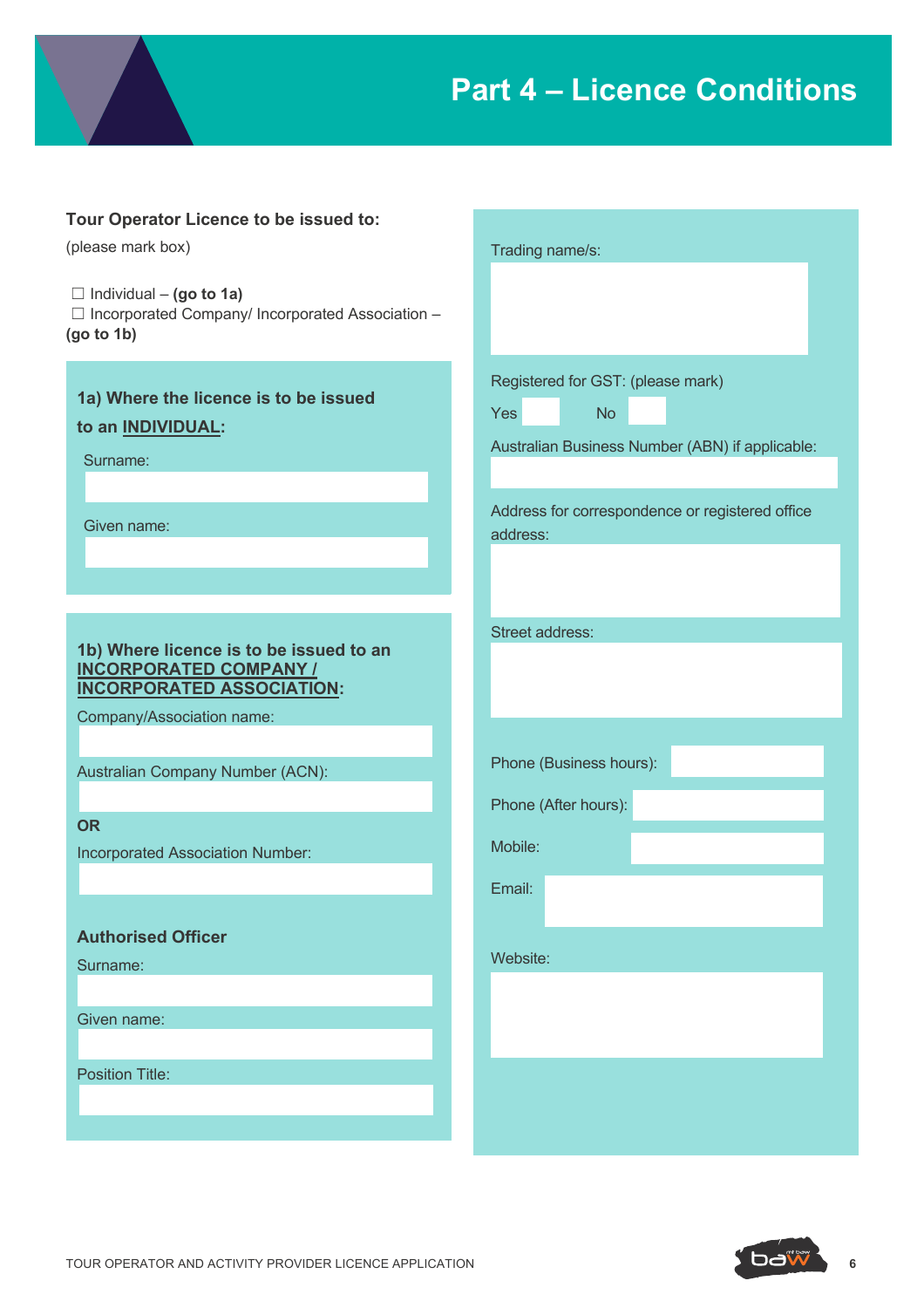# Part 4 – Licence Conditions

**Tour Operator Licence to be issued to:**

(please mark box)

☐ Individual – **(go to 1a)**
☐ Incorporated Company/ Incorporated Association – **(go to 1b)**

### 1a) Where the licence is to be issued to an <u>INDIVIDUAL</u>:

Surname:

Given name:

### 1b) Where licence is to be issued to an <u>INCORPORATED COMPANY / INCORPORATED ASSOCIATION</u>:

Company/Association name:

Australian Company Number (ACN):

**OR**

Incorporated Association Number:

**Authorised Officer**

Surname:

Given name:

Position Title:

Trading name/s:

Registered for GST: (please mark)

Yes ☐ No ☐

Australian Business Number (ABN) if applicable:

Address for correspondence or registered office address:

Street address:

Phone (Business hours):

Phone (After hours):

Mobile:

Email:

Website: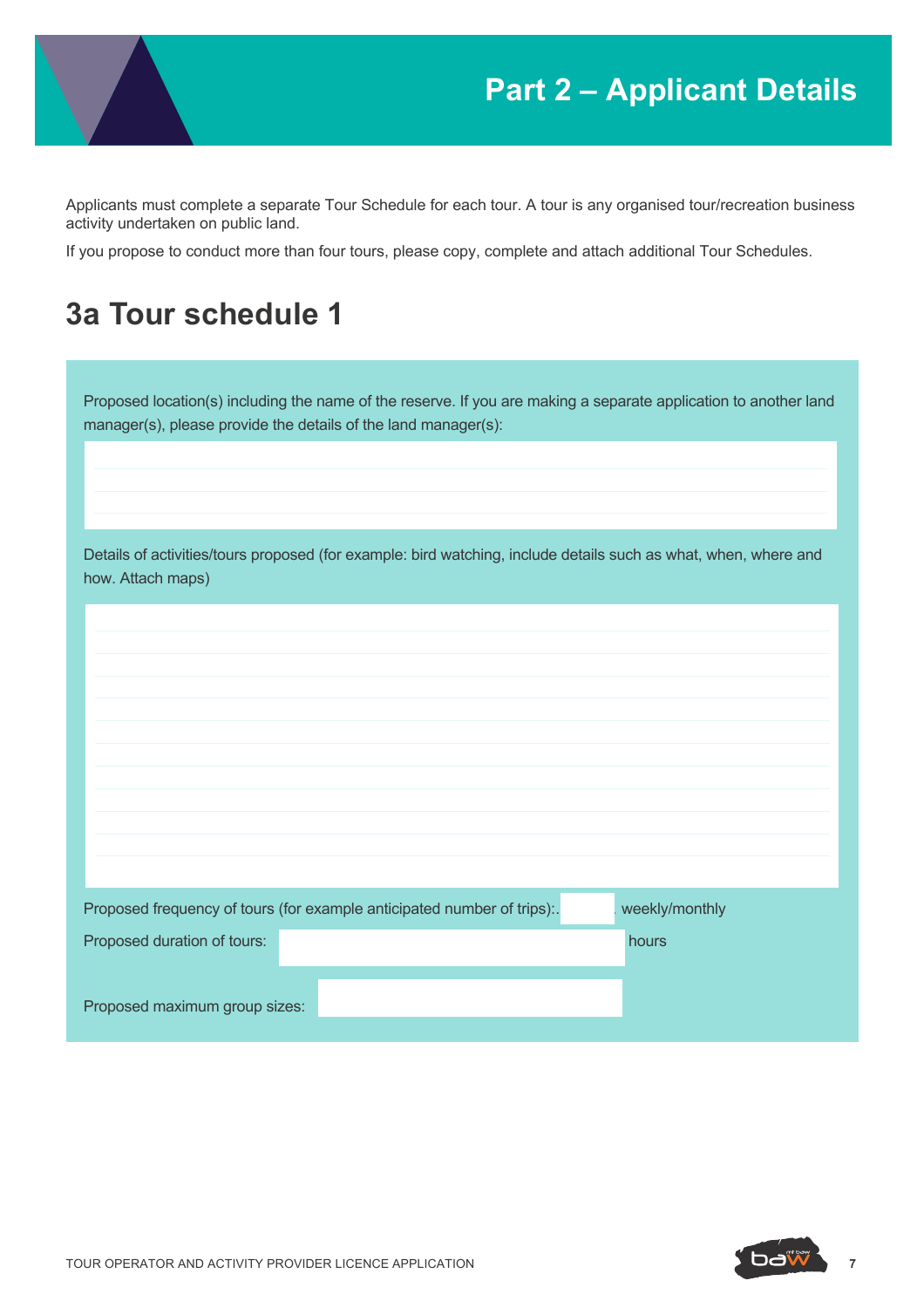# Part 2 – Applicant Details

Applicants must complete a separate Tour Schedule for each tour. A tour is any organised tour/recreation business activity undertaken on public land.

If you propose to conduct more than four tours, please copy, complete and attach additional Tour Schedules.

## 3a Tour schedule 1

Proposed location(s) including the name of the reserve. If you are making a separate application to another land manager(s), please provide the details of the land manager(s):

Details of activities/tours proposed (for example: bird watching, include details such as what, when, where and how. Attach maps)

Proposed frequency of tours (for example anticipated number of trips): weekly/monthly

Proposed duration of tours: hours

Proposed maximum group sizes: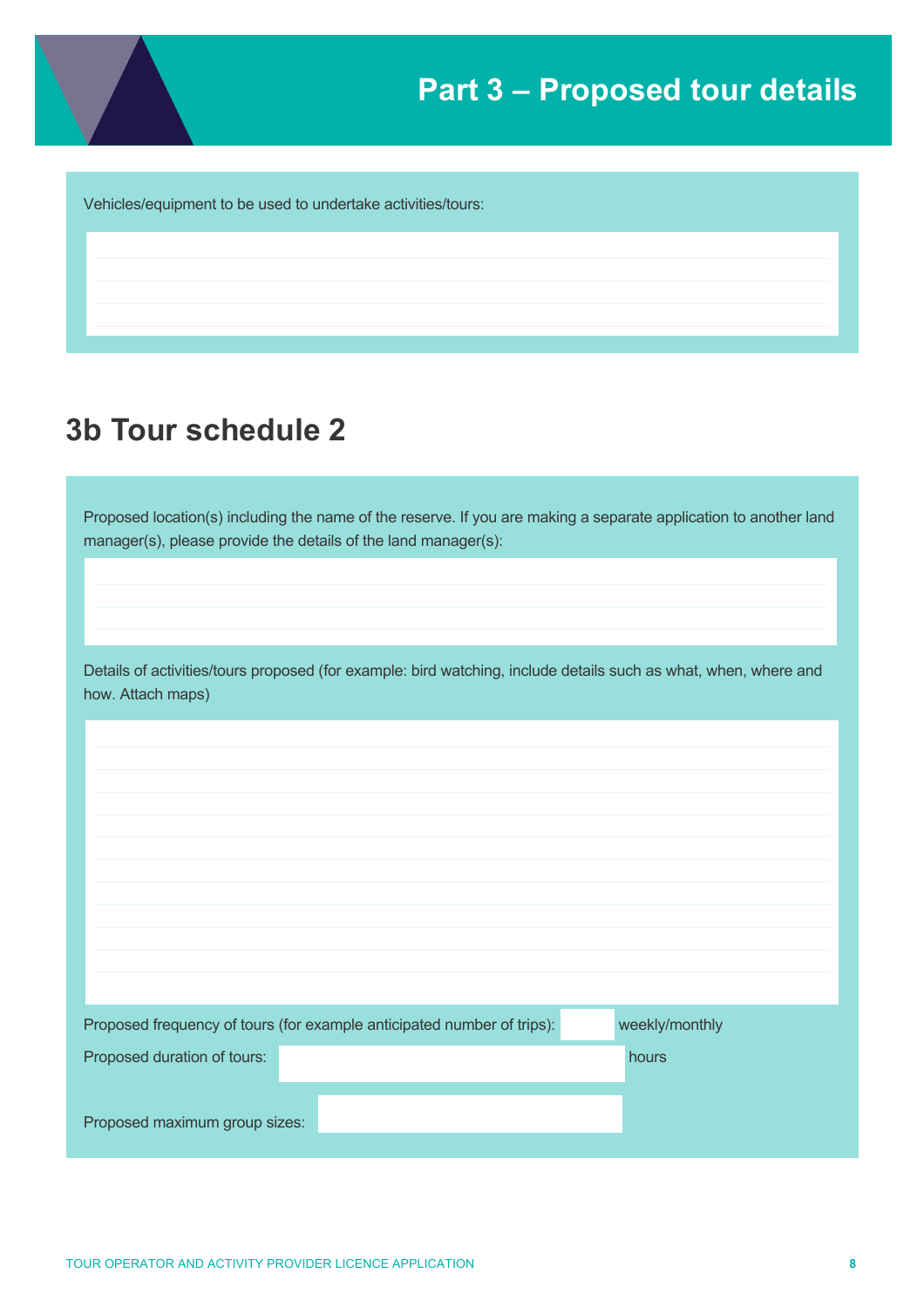# Part 3 – Proposed tour details

Vehicles/equipment to be used to undertake activities/tours:

## 3b Tour schedule 2

Proposed location(s) including the name of the reserve. If you are making a separate application to another land manager(s), please provide the details of the land manager(s):

Details of activities/tours proposed (for example: bird watching, include details such as what, when, where and how. Attach maps)

Proposed frequency of tours (for example anticipated number of trips): ______ weekly/monthly

Proposed duration of tours: ______ hours

Proposed maximum group sizes: ______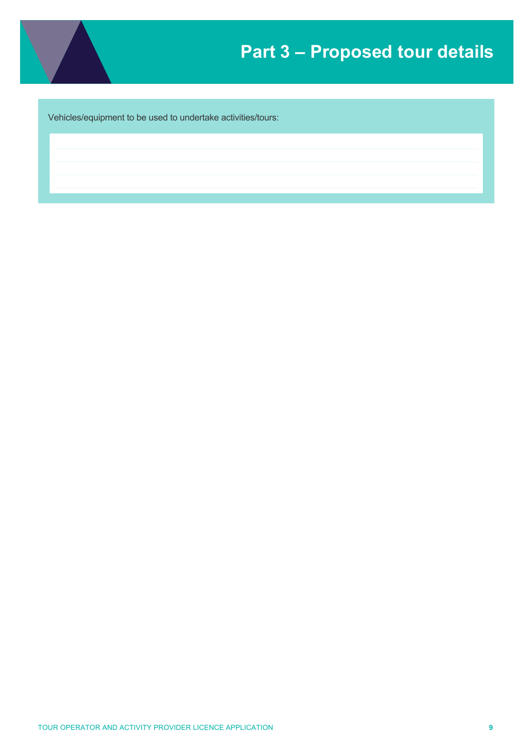# Part 3 – Proposed tour details

Vehicles/equipment to be used to undertake activities/tours: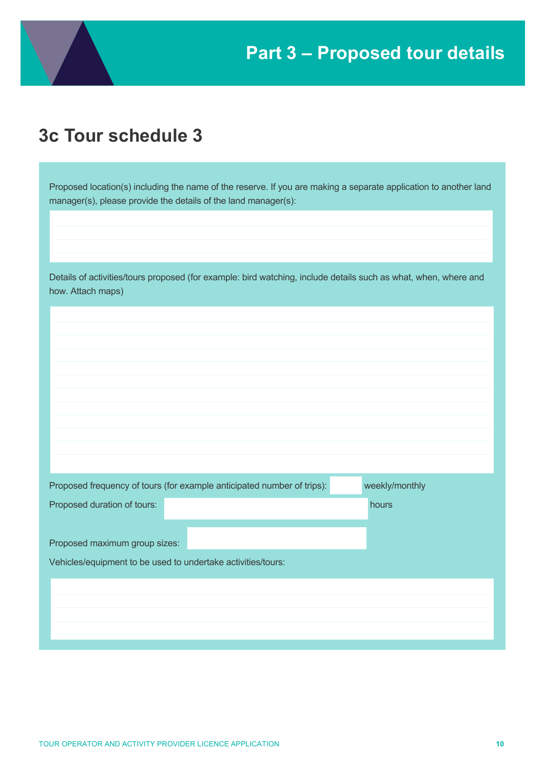# Part 3 – Proposed tour details

## 3c Tour schedule 3

Proposed location(s) including the name of the reserve. If you are making a separate application to another land manager(s), please provide the details of the land manager(s):

Details of activities/tours proposed (for example: bird watching, include details such as what, when, where and how. Attach maps)

Proposed frequency of tours (for example anticipated number of trips): weekly/monthly

Proposed duration of tours: hours

Proposed maximum group sizes:

Vehicles/equipment to be used to undertake activities/tours: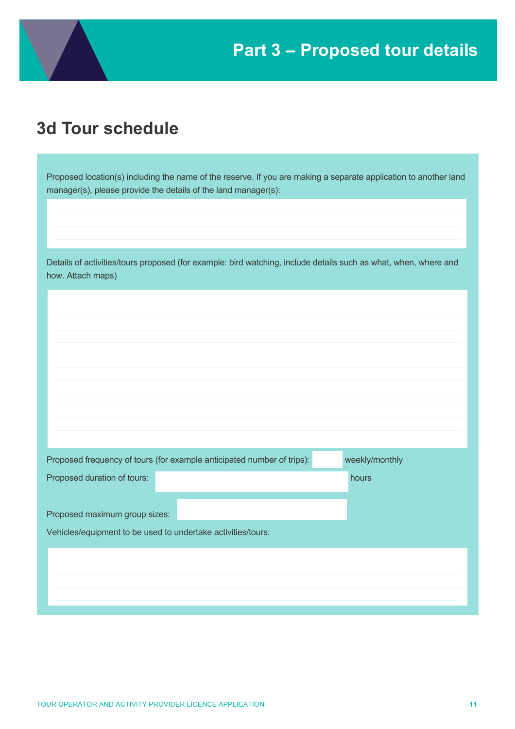# Part 3 – Proposed tour details

## 3d Tour schedule

Proposed location(s) including the name of the reserve. If you are making a separate application to another land manager(s), please provide the details of the land manager(s):

Details of activities/tours proposed (for example: bird watching, include details such as what, when, where and how. Attach maps)

Proposed frequency of tours (for example anticipated number of trips): weekly/monthly

Proposed duration of tours: hours

Proposed maximum group sizes:

Vehicles/equipment to be used to undertake activities/tours: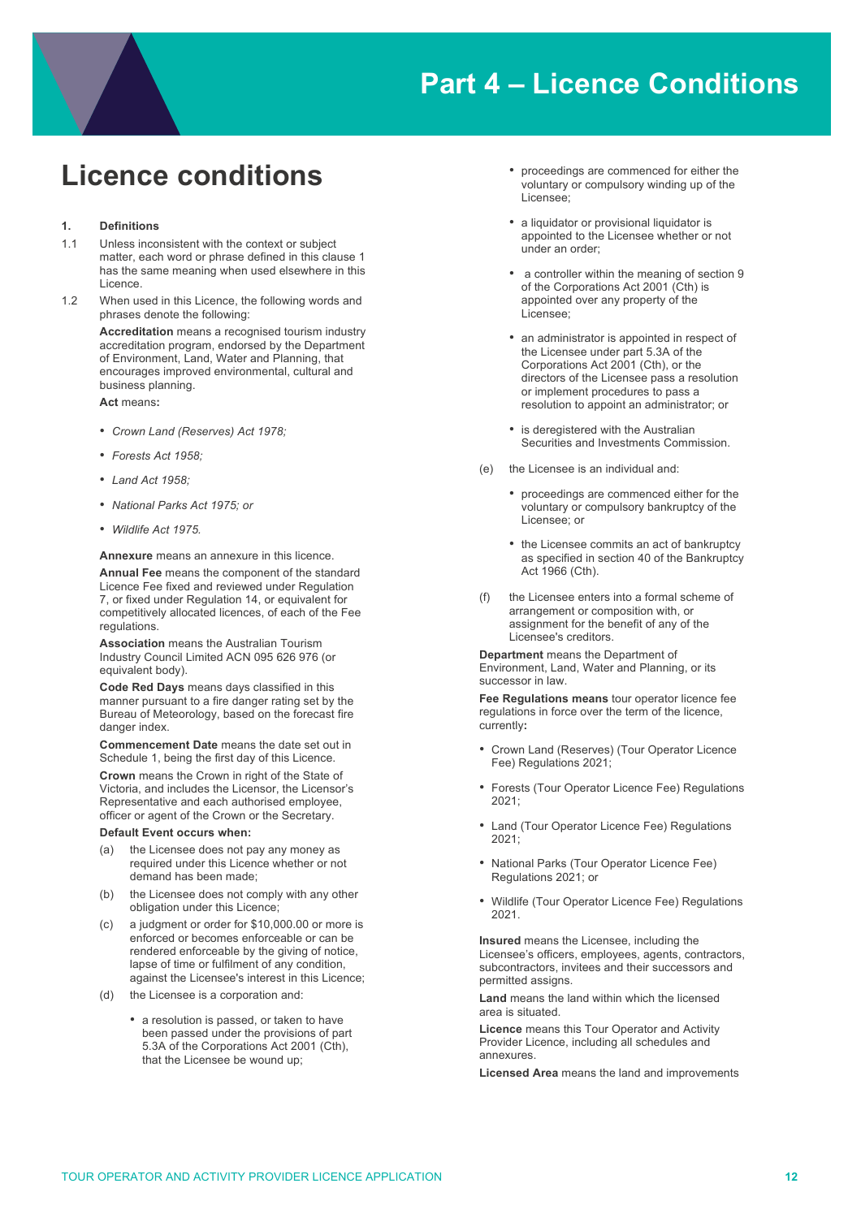# Part 4 – Licence Conditions

## Licence conditions

**1. Definitions**

1.1 Unless inconsistent with the context or subject matter, each word or phrase defined in this clause 1 has the same meaning when used elsewhere in this Licence.

1.2 When used in this Licence, the following words and phrases denote the following:

**Accreditation** means a recognised tourism industry accreditation program, endorsed by the Department of Environment, Land, Water and Planning, that encourages improved environmental, cultural and business planning.

**Act** means**:**

- *Crown Land (Reserves) Act 1978;*
- *Forests Act 1958;*
- *Land Act 1958;*
- *National Parks Act 1975; or*
- *Wildlife Act 1975.*

**Annexure** means an annexure in this licence.

**Annual Fee** means the component of the standard Licence Fee fixed and reviewed under Regulation 7, or fixed under Regulation 14, or equivalent for competitively allocated licences, of each of the Fee regulations.

**Association** means the Australian Tourism Industry Council Limited ACN 095 626 976 (or equivalent body).

**Code Red Days** means days classified in this manner pursuant to a fire danger rating set by the Bureau of Meteorology, based on the forecast fire danger index.

**Commencement Date** means the date set out in Schedule 1, being the first day of this Licence.

**Crown** means the Crown in right of the State of Victoria, and includes the Licensor, the Licensor's Representative and each authorised employee, officer or agent of the Crown or the Secretary.

**Default Event occurs when:**

(a) the Licensee does not pay any money as required under this Licence whether or not demand has been made;

(b) the Licensee does not comply with any other obligation under this Licence;

(c) a judgment or order for $10,000.00 or more is enforced or becomes enforceable or can be rendered enforceable by the giving of notice, lapse of time or fulfilment of any condition, against the Licensee's interest in this Licence;

(d) the Licensee is a corporation and:

- a resolution is passed, or taken to have been passed under the provisions of part 5.3A of the Corporations Act 2001 (Cth), that the Licensee be wound up;
- proceedings are commenced for either the voluntary or compulsory winding up of the Licensee;
- a liquidator or provisional liquidator is appointed to the Licensee whether or not under an order;
- a controller within the meaning of section 9 of the Corporations Act 2001 (Cth) is appointed over any property of the Licensee;
- an administrator is appointed in respect of the Licensee under part 5.3A of the Corporations Act 2001 (Cth), or the directors of the Licensee pass a resolution or implement procedures to pass a resolution to appoint an administrator; or
- is deregistered with the Australian Securities and Investments Commission.

(e) the Licensee is an individual and:

- proceedings are commenced either for the voluntary or compulsory bankruptcy of the Licensee; or
- the Licensee commits an act of bankruptcy as specified in section 40 of the Bankruptcy Act 1966 (Cth).

(f) the Licensee enters into a formal scheme of arrangement or composition with, or assignment for the benefit of any of the Licensee's creditors.

**Department** means the Department of Environment, Land, Water and Planning, or its successor in law.

**Fee Regulations means** tour operator licence fee regulations in force over the term of the licence, currently**:**

- Crown Land (Reserves) (Tour Operator Licence Fee) Regulations 2021;
- Forests (Tour Operator Licence Fee) Regulations 2021;
- Land (Tour Operator Licence Fee) Regulations 2021;
- National Parks (Tour Operator Licence Fee) Regulations 2021; or
- Wildlife (Tour Operator Licence Fee) Regulations 2021.

**Insured** means the Licensee, including the Licensee's officers, employees, agents, contractors, subcontractors, invitees and their successors and permitted assigns.

**Land** means the land within which the licensed area is situated.

**Licence** means this Tour Operator and Activity Provider Licence, including all schedules and annexures.

**Licensed Area** means the land and improvements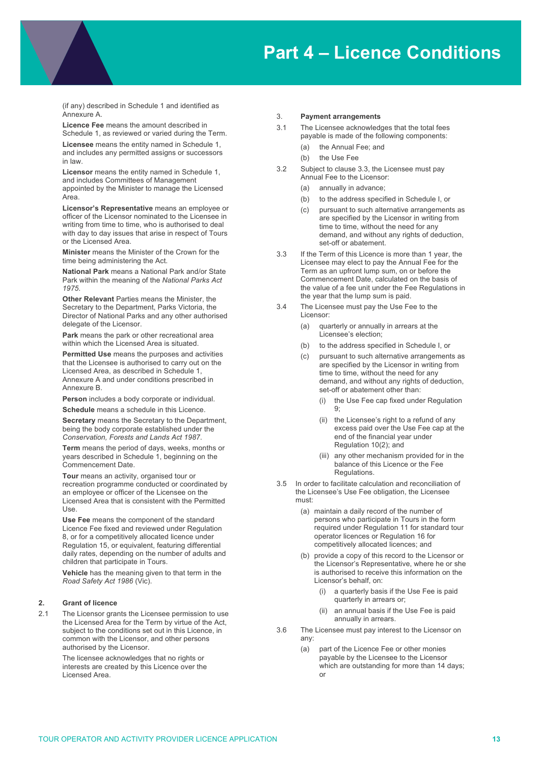# Part 4 – Licence Conditions

(if any) described in Schedule 1 and identified as Annexure A.

**Licence Fee** means the amount described in Schedule 1, as reviewed or varied during the Term.

**Licensee** means the entity named in Schedule 1, and includes any permitted assigns or successors in law.

**Licensor** means the entity named in Schedule 1, and includes Committees of Management appointed by the Minister to manage the Licensed Area.

**Licensor's Representative** means an employee or officer of the Licensor nominated to the Licensee in writing from time to time, who is authorised to deal with day to day issues that arise in respect of Tours or the Licensed Area.

**Minister** means the Minister of the Crown for the time being administering the Act.

**National Park** means a National Park and/or State Park within the meaning of the *National Parks Act 1975.*

**Other Relevant** Parties means the Minister, the Secretary to the Department, Parks Victoria, the Director of National Parks and any other authorised delegate of the Licensor.

**Park** means the park or other recreational area within which the Licensed Area is situated.

**Permitted Use** means the purposes and activities that the Licensee is authorised to carry out on the Licensed Area, as described in Schedule 1, Annexure A and under conditions prescribed in Annexure B.

**Person** includes a body corporate or individual.

**Schedule** means a schedule in this Licence.

**Secretary** means the Secretary to the Department, being the body corporate established under the *Conservation, Forests and Lands Act 1987*.

**Term** means the period of days, weeks, months or years described in Schedule 1, beginning on the Commencement Date.

**Tour** means an activity, organised tour or recreation programme conducted or coordinated by an employee or officer of the Licensee on the Licensed Area that is consistent with the Permitted Use.

**Use Fee** means the component of the standard Licence Fee fixed and reviewed under Regulation 8, or for a competitively allocated licence under Regulation 15, or equivalent, featuring differential daily rates, depending on the number of adults and children that participate in Tours.

**Vehicle** has the meaning given to that term in the *Road Safety Act 1986* (Vic).

## 2. Grant of licence

2.1 The Licensor grants the Licensee permission to use the Licensed Area for the Term by virtue of the Act, subject to the conditions set out in this Licence, in common with the Licensor, and other persons authorised by the Licensor.

The licensee acknowledges that no rights or interests are created by this Licence over the Licensed Area.

## 3. Payment arrangements

3.1 The Licensee acknowledges that the total fees payable is made of the following components:

- (a) the Annual Fee; and
- (b) the Use Fee

3.2 Subject to clause 3.3, the Licensee must pay Annual Fee to the Licensor:

- (a) annually in advance;
- (b) to the address specified in Schedule I, or
- (c) pursuant to such alternative arrangements as are specified by the Licensor in writing from time to time, without the need for any demand, and without any rights of deduction, set-off or abatement.

3.3 If the Term of this Licence is more than 1 year, the Licensee may elect to pay the Annual Fee for the Term as an upfront lump sum, on or before the Commencement Date, calculated on the basis of the value of a fee unit under the Fee Regulations in the year that the lump sum is paid.

3.4 The Licensee must pay the Use Fee to the Licensor:

- (a) quarterly or annually in arrears at the Licensee's election;
- (b) to the address specified in Schedule I, or
- (c) pursuant to such alternative arrangements as are specified by the Licensor in writing from time to time, without the need for any demand, and without any rights of deduction, set-off or abatement other than:
  - (i) the Use Fee cap fixed under Regulation 9;
  - (ii) the Licensee's right to a refund of any excess paid over the Use Fee cap at the end of the financial year under Regulation 10(2); and
  - (iii) any other mechanism provided for in the balance of this Licence or the Fee Regulations.

3.5 In order to facilitate calculation and reconciliation of the Licensee's Use Fee obligation, the Licensee must:

- (a) maintain a daily record of the number of persons who participate in Tours in the form required under Regulation 11 for standard tour operator licences or Regulation 16 for competitively allocated licences; and
- (b) provide a copy of this record to the Licensor or the Licensor's Representative, where he or she is authorised to receive this information on the Licensor's behalf, on:
  - (i) a quarterly basis if the Use Fee is paid quarterly in arrears or;
  - (ii) an annual basis if the Use Fee is paid annually in arrears.

3.6 The Licensee must pay interest to the Licensor on any:

- (a) part of the Licence Fee or other monies payable by the Licensee to the Licensor which are outstanding for more than 14 days; or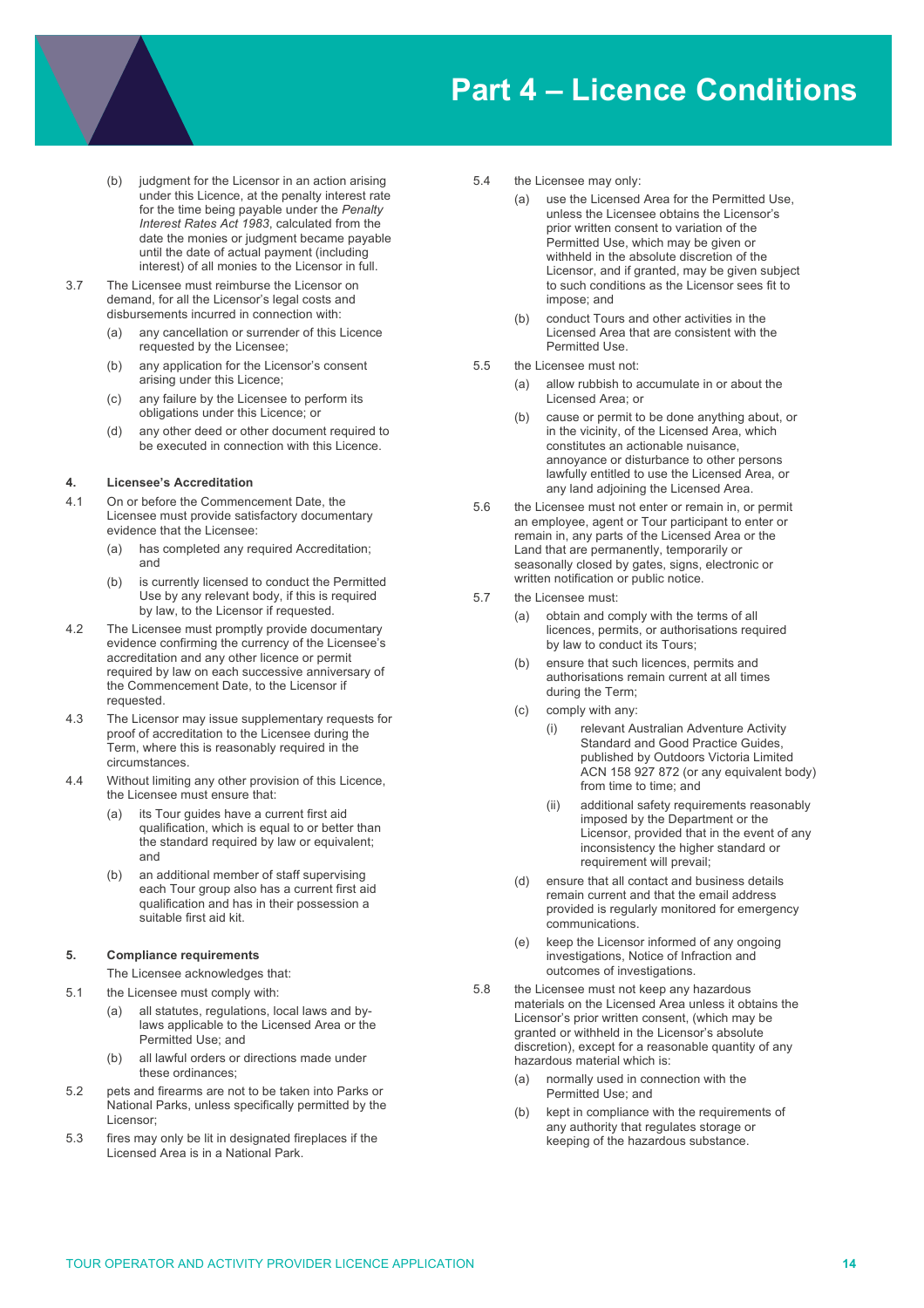# Part 4 – Licence Conditions

(b) judgment for the Licensor in an action arising under this Licence, at the penalty interest rate for the time being payable under the *Penalty Interest Rates Act 1983*, calculated from the date the monies or judgment became payable until the date of actual payment (including interest) of all monies to the Licensor in full.

3.7 The Licensee must reimburse the Licensor on demand, for all the Licensor's legal costs and disbursements incurred in connection with:

(a) any cancellation or surrender of this Licence requested by the Licensee;

(b) any application for the Licensor's consent arising under this Licence;

(c) any failure by the Licensee to perform its obligations under this Licence; or

(d) any other deed or other document required to be executed in connection with this Licence.

**4. Licensee's Accreditation**

4.1 On or before the Commencement Date, the Licensee must provide satisfactory documentary evidence that the Licensee:

(a) has completed any required Accreditation; and

(b) is currently licensed to conduct the Permitted Use by any relevant body, if this is required by law, to the Licensor if requested.

4.2 The Licensee must promptly provide documentary evidence confirming the currency of the Licensee's accreditation and any other licence or permit required by law on each successive anniversary of the Commencement Date, to the Licensor if requested.

4.3 The Licensor may issue supplementary requests for proof of accreditation to the Licensee during the Term, where this is reasonably required in the circumstances.

4.4 Without limiting any other provision of this Licence, the Licensee must ensure that:

(a) its Tour guides have a current first aid qualification, which is equal to or better than the standard required by law or equivalent; and

(b) an additional member of staff supervising each Tour group also has a current first aid qualification and has in their possession a suitable first aid kit.

**5. Compliance requirements**

The Licensee acknowledges that:

5.1 the Licensee must comply with:

(a) all statutes, regulations, local laws and by-laws applicable to the Licensed Area or the Permitted Use; and

(b) all lawful orders or directions made under these ordinances;

5.2 pets and firearms are not to be taken into Parks or National Parks, unless specifically permitted by the Licensor;

5.3 fires may only be lit in designated fireplaces if the Licensed Area is in a National Park.

5.4 the Licensee may only:

(a) use the Licensed Area for the Permitted Use, unless the Licensee obtains the Licensor's prior written consent to variation of the Permitted Use, which may be given or withheld in the absolute discretion of the Licensor, and if granted, may be given subject to such conditions as the Licensor sees fit to impose; and

(b) conduct Tours and other activities in the Licensed Area that are consistent with the Permitted Use.

5.5 the Licensee must not:

(a) allow rubbish to accumulate in or about the Licensed Area; or

(b) cause or permit to be done anything about, or in the vicinity, of the Licensed Area, which constitutes an actionable nuisance, annoyance or disturbance to other persons lawfully entitled to use the Licensed Area, or any land adjoining the Licensed Area.

5.6 the Licensee must not enter or remain in, or permit an employee, agent or Tour participant to enter or remain in, any parts of the Licensed Area or the Land that are permanently, temporarily or seasonally closed by gates, signs, electronic or written notification or public notice.

5.7 the Licensee must:

(a) obtain and comply with the terms of all licences, permits, or authorisations required by law to conduct its Tours;

(b) ensure that such licences, permits and authorisations remain current at all times during the Term;

(c) comply with any:

(i) relevant Australian Adventure Activity Standard and Good Practice Guides, published by Outdoors Victoria Limited ACN 158 927 872 (or any equivalent body) from time to time; and

(ii) additional safety requirements reasonably imposed by the Department or the Licensor, provided that in the event of any inconsistency the higher standard or requirement will prevail;

(d) ensure that all contact and business details remain current and that the email address provided is regularly monitored for emergency communications.

(e) keep the Licensor informed of any ongoing investigations, Notice of Infraction and outcomes of investigations.

5.8 the Licensee must not keep any hazardous materials on the Licensed Area unless it obtains the Licensor's prior written consent, (which may be granted or withheld in the Licensor's absolute discretion), except for a reasonable quantity of any hazardous material which is:

(a) normally used in connection with the Permitted Use; and

(b) kept in compliance with the requirements of any authority that regulates storage or keeping of the hazardous substance.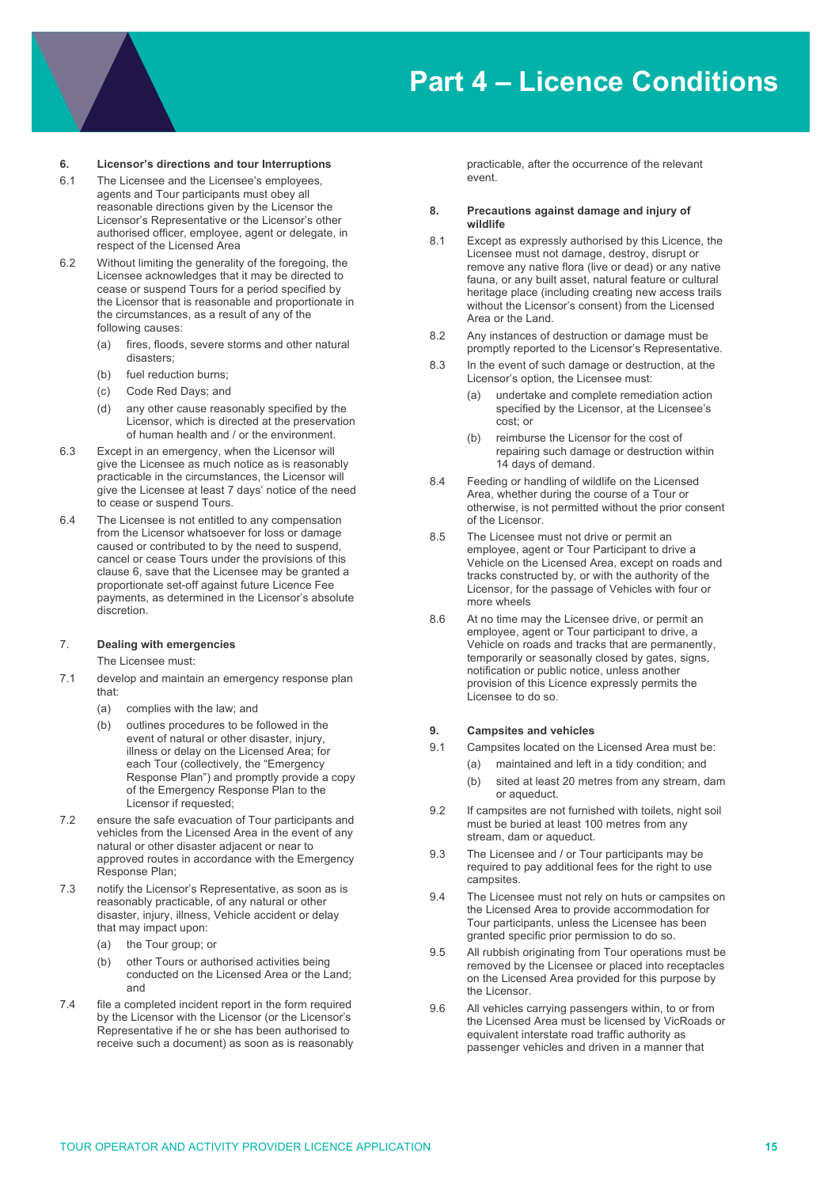# Part 4 – Licence Conditions

**6. Licensor's directions and tour Interruptions**

6.1 The Licensee and the Licensee's employees, agents and Tour participants must obey all reasonable directions given by the Licensor the Licensor's Representative or the Licensor's other authorised officer, employee, agent or delegate, in respect of the Licensed Area

6.2 Without limiting the generality of the foregoing, the Licensee acknowledges that it may be directed to cease or suspend Tours for a period specified by the Licensor that is reasonable and proportionate in the circumstances, as a result of any of the following causes:

- (a) fires, floods, severe storms and other natural disasters;
- (b) fuel reduction burns;
- (c) Code Red Days; and
- (d) any other cause reasonably specified by the Licensor, which is directed at the preservation of human health and / or the environment.

6.3 Except in an emergency, when the Licensor will give the Licensee as much notice as is reasonably practicable in the circumstances, the Licensor will give the Licensee at least 7 days' notice of the need to cease or suspend Tours.

6.4 The Licensee is not entitled to any compensation from the Licensor whatsoever for loss or damage caused or contributed to by the need to suspend, cancel or cease Tours under the provisions of this clause 6, save that the Licensee may be granted a proportionate set-off against future Licence Fee payments, as determined in the Licensor's absolute discretion.

**7. Dealing with emergencies**

The Licensee must:

7.1 develop and maintain an emergency response plan that:

- (a) complies with the law; and
- (b) outlines procedures to be followed in the event of natural or other disaster, injury, illness or delay on the Licensed Area; for each Tour (collectively, the "Emergency Response Plan") and promptly provide a copy of the Emergency Response Plan to the Licensor if requested;

7.2 ensure the safe evacuation of Tour participants and vehicles from the Licensed Area in the event of any natural or other disaster adjacent or near to approved routes in accordance with the Emergency Response Plan;

7.3 notify the Licensor's Representative, as soon as is reasonably practicable, of any natural or other disaster, injury, illness, Vehicle accident or delay that may impact upon:

- (a) the Tour group; or
- (b) other Tours or authorised activities being conducted on the Licensed Area or the Land; and

7.4 file a completed incident report in the form required by the Licensor with the Licensor (or the Licensor's Representative if he or she has been authorised to receive such a document) as soon as is reasonably practicable, after the occurrence of the relevant event.

**8. Precautions against damage and injury of wildlife**

8.1 Except as expressly authorised by this Licence, the Licensee must not damage, destroy, disrupt or remove any native flora (live or dead) or any native fauna, or any built asset, natural feature or cultural heritage place (including creating new access trails without the Licensor's consent) from the Licensed Area or the Land.

8.2 Any instances of destruction or damage must be promptly reported to the Licensor's Representative.

8.3 In the event of such damage or destruction, at the Licensor's option, the Licensee must:

- (a) undertake and complete remediation action specified by the Licensor, at the Licensee's cost; or
- (b) reimburse the Licensor for the cost of repairing such damage or destruction within 14 days of demand.

8.4 Feeding or handling of wildlife on the Licensed Area, whether during the course of a Tour or otherwise, is not permitted without the prior consent of the Licensor.

8.5 The Licensee must not drive or permit an employee, agent or Tour Participant to drive a Vehicle on the Licensed Area, except on roads and tracks constructed by, or with the authority of the Licensor, for the passage of Vehicles with four or more wheels

8.6 At no time may the Licensee drive, or permit an employee, agent or Tour participant to drive, a Vehicle on roads and tracks that are permanently, temporarily or seasonally closed by gates, signs, notification or public notice, unless another provision of this Licence expressly permits the Licensee to do so.

**9. Campsites and vehicles**

9.1 Campsites located on the Licensed Area must be:

- (a) maintained and left in a tidy condition; and
- (b) sited at least 20 metres from any stream, dam or aqueduct.

9.2 If campsites are not furnished with toilets, night soil must be buried at least 100 metres from any stream, dam or aqueduct.

9.3 The Licensee and / or Tour participants may be required to pay additional fees for the right to use campsites.

9.4 The Licensee must not rely on huts or campsites on the Licensed Area to provide accommodation for Tour participants, unless the Licensee has been granted specific prior permission to do so.

9.5 All rubbish originating from Tour operations must be removed by the Licensee or placed into receptacles on the Licensed Area provided for this purpose by the Licensor.

9.6 All vehicles carrying passengers within, to or from the Licensed Area must be licensed by VicRoads or equivalent interstate road traffic authority as passenger vehicles and driven in a manner that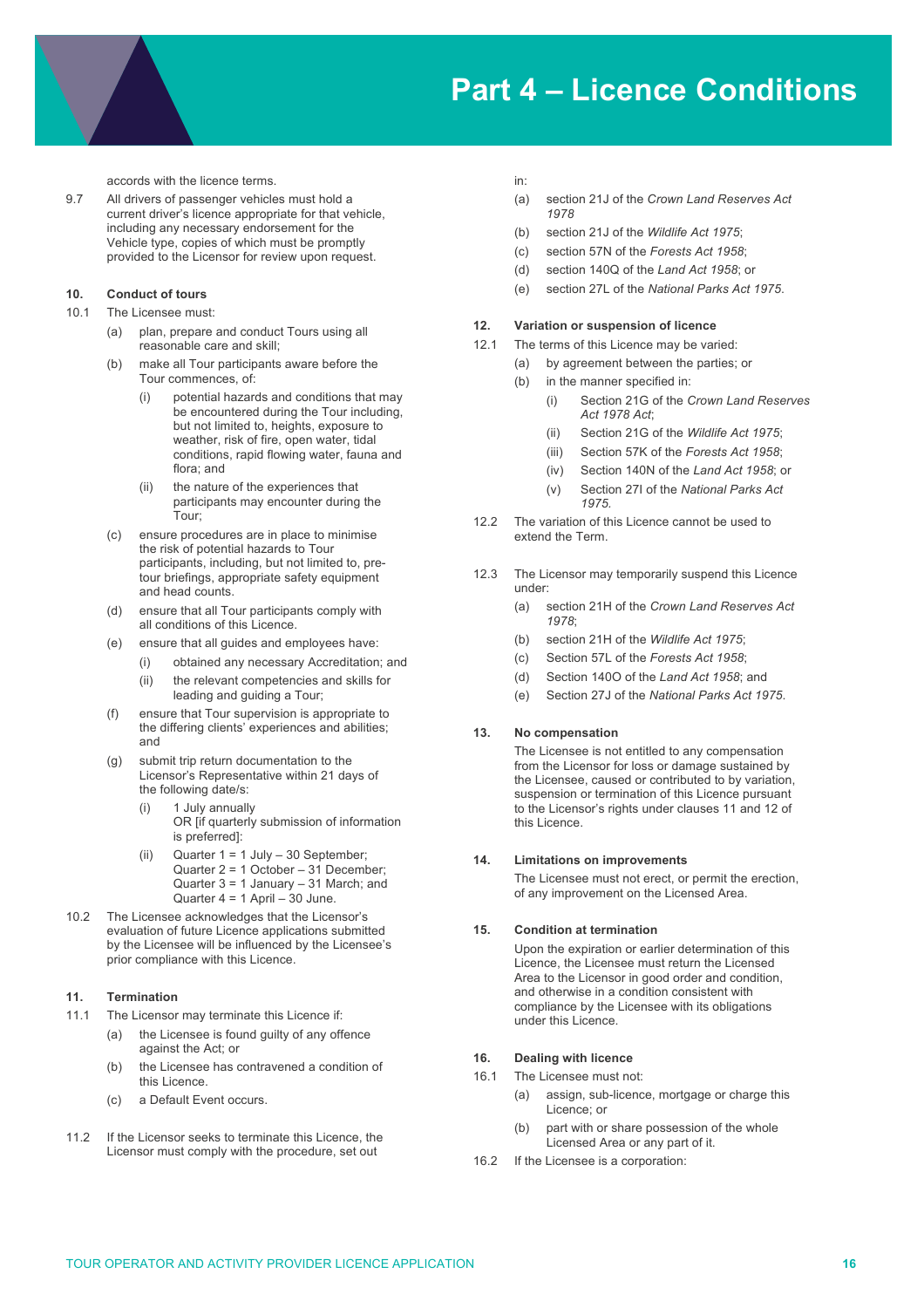accords with the licence terms.

9.7 All drivers of passenger vehicles must hold a current driver's licence appropriate for that vehicle, including any necessary endorsement for the Vehicle type, copies of which must be promptly provided to the Licensor for review upon request.

**10. Conduct of tours**

10.1 The Licensee must:

(a) plan, prepare and conduct Tours using all reasonable care and skill;

(b) make all Tour participants aware before the Tour commences, of:

(i) potential hazards and conditions that may be encountered during the Tour including, but not limited to, heights, exposure to weather, risk of fire, open water, tidal conditions, rapid flowing water, fauna and flora; and

(ii) the nature of the experiences that participants may encounter during the Tour;

(c) ensure procedures are in place to minimise the risk of potential hazards to Tour participants, including, but not limited to, pre-tour briefings, appropriate safety equipment and head counts.

(d) ensure that all Tour participants comply with all conditions of this Licence.

(e) ensure that all guides and employees have:

(i) obtained any necessary Accreditation; and

(ii) the relevant competencies and skills for leading and guiding a Tour;

(f) ensure that Tour supervision is appropriate to the differing clients' experiences and abilities; and

(g) submit trip return documentation to the Licensor's Representative within 21 days of the following date/s:

(i) 1 July annually
OR [if quarterly submission of information is preferred]:

(ii) Quarter 1 = 1 July – 30 September;
Quarter 2 = 1 October – 31 December;
Quarter 3 = 1 January – 31 March; and
Quarter 4 = 1 April – 30 June.

10.2 The Licensee acknowledges that the Licensor's evaluation of future Licence applications submitted by the Licensee will be influenced by the Licensee's prior compliance with this Licence.

**11. Termination**

11.1 The Licensor may terminate this Licence if:

(a) the Licensee is found guilty of any offence against the Act; or

(b) the Licensee has contravened a condition of this Licence.

(c) a Default Event occurs.

11.2 If the Licensor seeks to terminate this Licence, the Licensor must comply with the procedure, set out in:

(a) section 21J of the *Crown Land Reserves Act 1978*

(b) section 21J of the *Wildlife Act 1975*;

(c) section 57N of the *Forests Act 1958*;

(d) section 140Q of the *Land Act 1958*; or

(e) section 27L of the *National Parks Act 1975*.

**12. Variation or suspension of licence**

12.1 The terms of this Licence may be varied:

(a) by agreement between the parties; or

(b) in the manner specified in:

(i) Section 21G of the *Crown Land Reserves Act 1978 Act*;

(ii) Section 21G of the *Wildlife Act 1975*;

(iii) Section 57K of the *Forests Act 1958*;

(iv) Section 140N of the *Land Act 1958*; or

(v) Section 27I of the *National Parks Act 1975*.

12.2 The variation of this Licence cannot be used to extend the Term.

12.3 The Licensor may temporarily suspend this Licence under:

(a) section 21H of the *Crown Land Reserves Act 1978*;

(b) section 21H of the *Wildlife Act 1975*;

(c) Section 57L of the *Forests Act 1958*;

(d) Section 140O of the *Land Act 1958*; and

(e) Section 27J of the *National Parks Act 1975*.

**13. No compensation**

The Licensee is not entitled to any compensation from the Licensor for loss or damage sustained by the Licensee, caused or contributed to by variation, suspension or termination of this Licence pursuant to the Licensor's rights under clauses 11 and 12 of this Licence.

**14. Limitations on improvements**

The Licensee must not erect, or permit the erection, of any improvement on the Licensed Area.

**15. Condition at termination**

Upon the expiration or earlier determination of this Licence, the Licensee must return the Licensed Area to the Licensor in good order and condition, and otherwise in a condition consistent with compliance by the Licensee with its obligations under this Licence.

**16. Dealing with licence**

16.1 The Licensee must not:

(a) assign, sub-licence, mortgage or charge this Licence; or

(b) part with or share possession of the whole Licensed Area or any part of it.

16.2 If the Licensee is a corporation: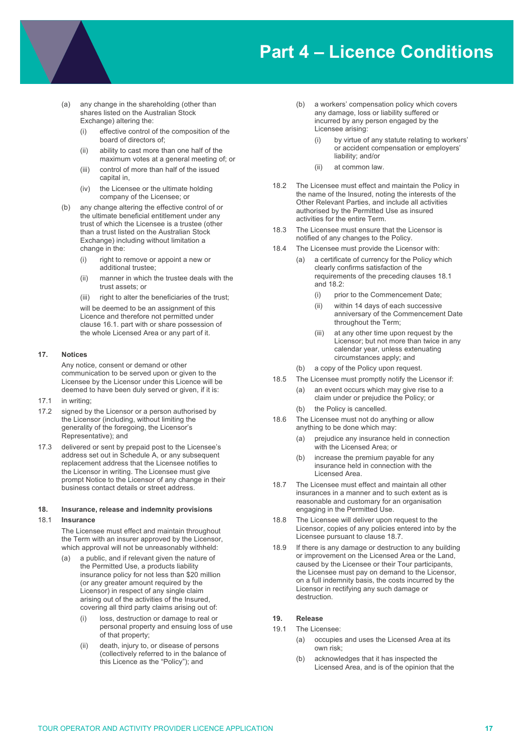# Part 4 – Licence Conditions

(a) any change in the shareholding (other than shares listed on the Australian Stock Exchange) altering the:

  (i) effective control of the composition of the board of directors of;

  (ii) ability to cast more than one half of the maximum votes at a general meeting of; or

  (iii) control of more than half of the issued capital in,

  (iv) the Licensee or the ultimate holding company of the Licensee; or

(b) any change altering the effective control of or the ultimate beneficial entitlement under any trust of which the Licensee is a trustee (other than a trust listed on the Australian Stock Exchange) including without limitation a change in the:

  (i) right to remove or appoint a new or additional trustee;

  (ii) manner in which the trustee deals with the trust assets; or

  (iii) right to alter the beneficiaries of the trust;

will be deemed to be an assignment of this Licence and therefore not permitted under clause 16.1. part with or share possession of the whole Licensed Area or any part of it.

**17. Notices**

Any notice, consent or demand or other communication to be served upon or given to the Licensee by the Licensor under this Licence will be deemed to have been duly served or given, if it is:

17.1 in writing;

17.2 signed by the Licensor or a person authorised by the Licensor (including, without limiting the generality of the foregoing, the Licensor's Representative); and

17.3 delivered or sent by prepaid post to the Licensee's address set out in Schedule A, or any subsequent replacement address that the Licensee notifies to the Licensor in writing. The Licensee must give prompt Notice to the Licensor of any change in their business contact details or street address.

**18. Insurance, release and indemnity provisions**

**18.1 Insurance**

The Licensee must effect and maintain throughout the Term with an insurer approved by the Licensor, which approval will not be unreasonably withheld:

(a) a public, and if relevant given the nature of the Permitted Use, a products liability insurance policy for not less than $20 million (or any greater amount required by the Licensor) in respect of any single claim arising out of the activities of the Insured, covering all third party claims arising out of:

  (i) loss, destruction or damage to real or personal property and ensuing loss of use of that property;

  (ii) death, injury to, or disease of persons (collectively referred to in the balance of this Licence as the "Policy"); and

(b) a workers' compensation policy which covers any damage, loss or liability suffered or incurred by any person engaged by the Licensee arising:

  (i) by virtue of any statute relating to workers' or accident compensation or employers' liability; and/or

  (ii) at common law.

18.2 The Licensee must effect and maintain the Policy in the name of the Insured, noting the interests of the Other Relevant Parties, and include all activities authorised by the Permitted Use as insured activities for the entire Term.

18.3 The Licensee must ensure that the Licensor is notified of any changes to the Policy.

18.4 The Licensee must provide the Licensor with:

(a) a certificate of currency for the Policy which clearly confirms satisfaction of the requirements of the preceding clauses 18.1 and 18.2:

  (i) prior to the Commencement Date;

  (ii) within 14 days of each successive anniversary of the Commencement Date throughout the Term;

  (iii) at any other time upon request by the Licensor; but not more than twice in any calendar year, unless extenuating circumstances apply; and

(b) a copy of the Policy upon request.

18.5 The Licensee must promptly notify the Licensor if:

(a) an event occurs which may give rise to a claim under or prejudice the Policy; or

(b) the Policy is cancelled.

18.6 The Licensee must not do anything or allow anything to be done which may:

(a) prejudice any insurance held in connection with the Licensed Area; or

(b) increase the premium payable for any insurance held in connection with the Licensed Area.

18.7 The Licensee must effect and maintain all other insurances in a manner and to such extent as is reasonable and customary for an organisation engaging in the Permitted Use.

18.8 The Licensee will deliver upon request to the Licensor, copies of any policies entered into by the Licensee pursuant to clause 18.7.

18.9 If there is any damage or destruction to any building or improvement on the Licensed Area or the Land, caused by the Licensee or their Tour participants, the Licensee must pay on demand to the Licensor, on a full indemnity basis, the costs incurred by the Licensor in rectifying any such damage or destruction.

**19. Release**

19.1 The Licensee:

(a) occupies and uses the Licensed Area at its own risk;

(b) acknowledges that it has inspected the Licensed Area, and is of the opinion that the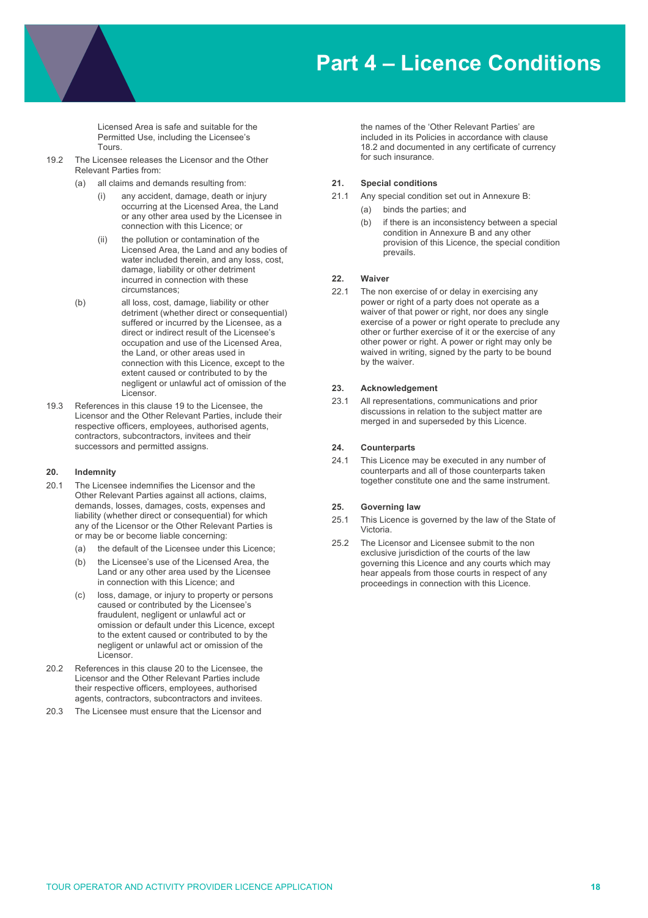# Part 4 – Licence Conditions

Licensed Area is safe and suitable for the Permitted Use, including the Licensee's Tours.

19.2 The Licensee releases the Licensor and the Other Relevant Parties from:

(a) all claims and demands resulting from:

(i) any accident, damage, death or injury occurring at the Licensed Area, the Land or any other area used by the Licensee in connection with this Licence; or

(ii) the pollution or contamination of the Licensed Area, the Land and any bodies of water included therein, and any loss, cost, damage, liability or other detriment incurred in connection with these circumstances;

(b) all loss, cost, damage, liability or other detriment (whether direct or consequential) suffered or incurred by the Licensee, as a direct or indirect result of the Licensee's occupation and use of the Licensed Area, the Land, or other areas used in connection with this Licence, except to the extent caused or contributed to by the negligent or unlawful act of omission of the Licensor.

19.3 References in this clause 19 to the Licensee, the Licensor and the Other Relevant Parties, include their respective officers, employees, authorised agents, contractors, subcontractors, invitees and their successors and permitted assigns.

**20. Indemnity**

20.1 The Licensee indemnifies the Licensor and the Other Relevant Parties against all actions, claims, demands, losses, damages, costs, expenses and liability (whether direct or consequential) for which any of the Licensor or the Other Relevant Parties is or may be or become liable concerning:

(a) the default of the Licensee under this Licence;

(b) the Licensee's use of the Licensed Area, the Land or any other area used by the Licensee in connection with this Licence; and

(c) loss, damage, or injury to property or persons caused or contributed by the Licensee's fraudulent, negligent or unlawful act or omission or default under this Licence, except to the extent caused or contributed to by the negligent or unlawful act or omission of the Licensor.

20.2 References in this clause 20 to the Licensee, the Licensor and the Other Relevant Parties include their respective officers, employees, authorised agents, contractors, subcontractors and invitees.

20.3 The Licensee must ensure that the Licensor and the names of the 'Other Relevant Parties' are included in its Policies in accordance with clause 18.2 and documented in any certificate of currency for such insurance.

**21. Special conditions**

21.1 Any special condition set out in Annexure B:

(a) binds the parties; and

(b) if there is an inconsistency between a special condition in Annexure B and any other provision of this Licence, the special condition prevails.

**22. Waiver**

22.1 The non exercise of or delay in exercising any power or right of a party does not operate as a waiver of that power or right, nor does any single exercise of a power or right operate to preclude any other or further exercise of it or the exercise of any other power or right. A power or right may only be waived in writing, signed by the party to be bound by the waiver.

**23. Acknowledgement**

23.1 All representations, communications and prior discussions in relation to the subject matter are merged in and superseded by this Licence.

**24. Counterparts**

24.1 This Licence may be executed in any number of counterparts and all of those counterparts taken together constitute one and the same instrument.

**25. Governing law**

25.1 This Licence is governed by the law of the State of Victoria.

25.2 The Licensor and Licensee submit to the non exclusive jurisdiction of the courts of the law governing this Licence and any courts which may hear appeals from those courts in respect of any proceedings in connection with this Licence.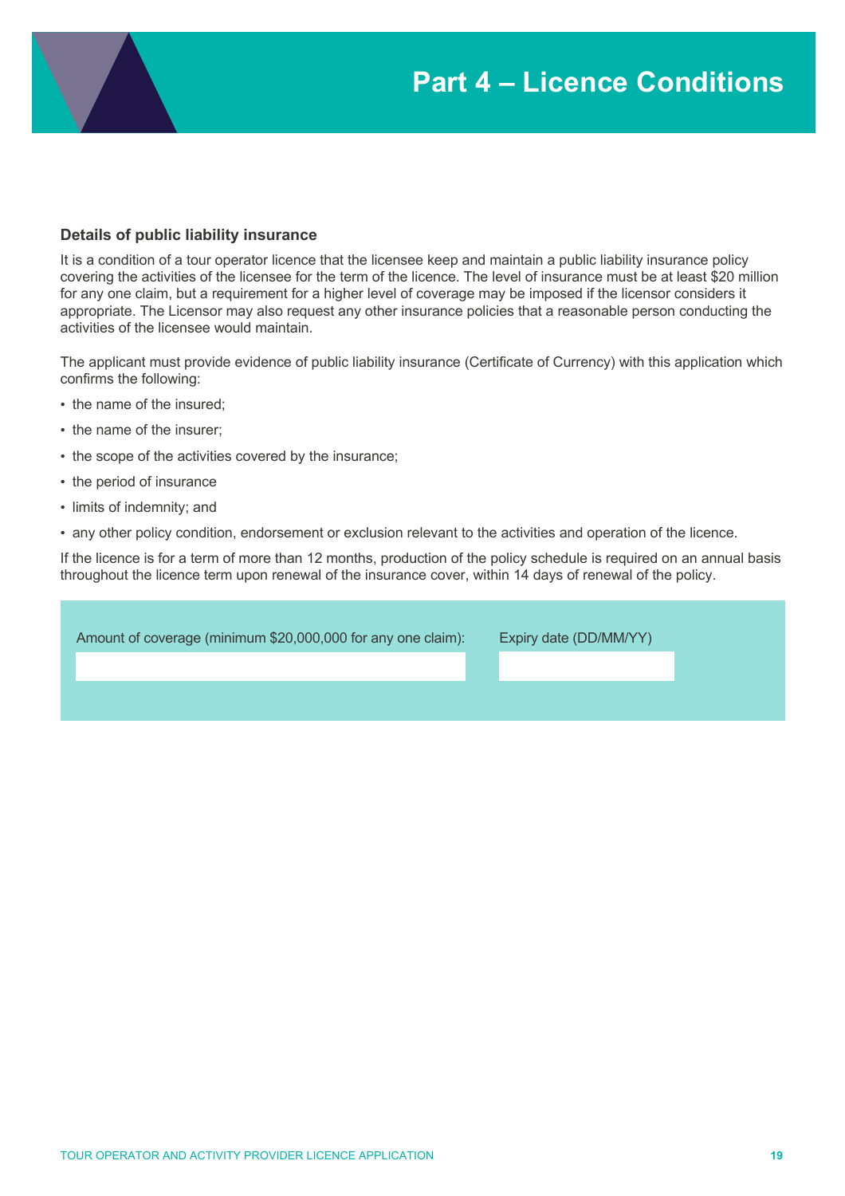# Part 4 – Licence Conditions

### Details of public liability insurance

It is a condition of a tour operator licence that the licensee keep and maintain a public liability insurance policy covering the activities of the licensee for the term of the licence. The level of insurance must be at least $20 million for any one claim, but a requirement for a higher level of coverage may be imposed if the licensor considers it appropriate. The Licensor may also request any other insurance policies that a reasonable person conducting the activities of the licensee would maintain.

The applicant must provide evidence of public liability insurance (Certificate of Currency) with this application which confirms the following:

- the name of the insured;
- the name of the insurer;
- the scope of the activities covered by the insurance;
- the period of insurance
- limits of indemnity; and
- any other policy condition, endorsement or exclusion relevant to the activities and operation of the licence.

If the licence is for a term of more than 12 months, production of the policy schedule is required on an annual basis throughout the licence term upon renewal of the insurance cover, within 14 days of renewal of the policy.

| Amount of coverage (minimum $20,000,000 for any one claim): | Expiry date (DD/MM/YY) |
|---|---|
| | |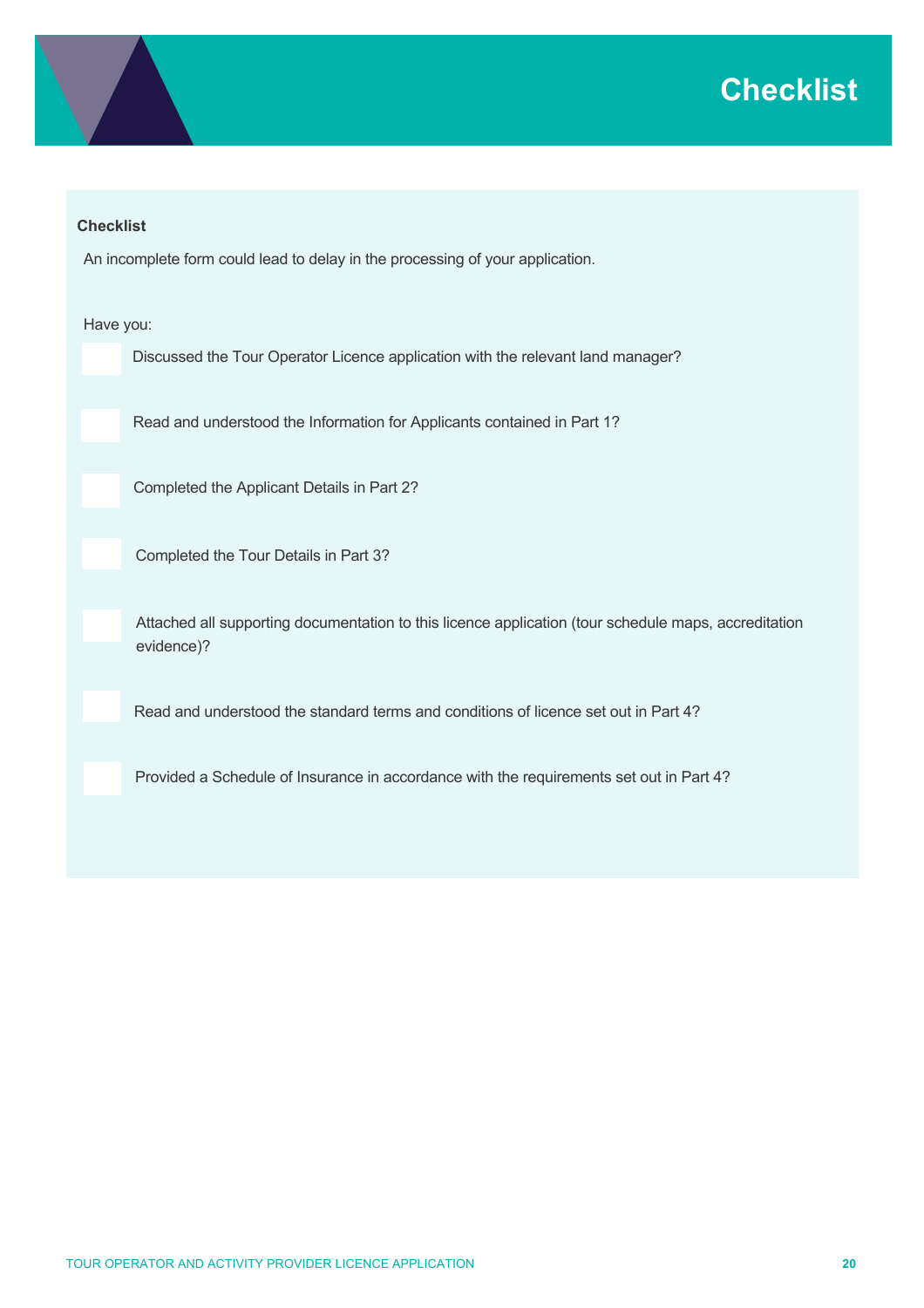# Checklist

**Checklist**

An incomplete form could lead to delay in the processing of your application.

Have you:

- [ ] Discussed the Tour Operator Licence application with the relevant land manager?
- [ ] Read and understood the Information for Applicants contained in Part 1?
- [ ] Completed the Applicant Details in Part 2?
- [ ] Completed the Tour Details in Part 3?
- [ ] Attached all supporting documentation to this licence application (tour schedule maps, accreditation evidence)?
- [ ] Read and understood the standard terms and conditions of licence set out in Part 4?
- [ ] Provided a Schedule of Insurance in accordance with the requirements set out in Part 4?